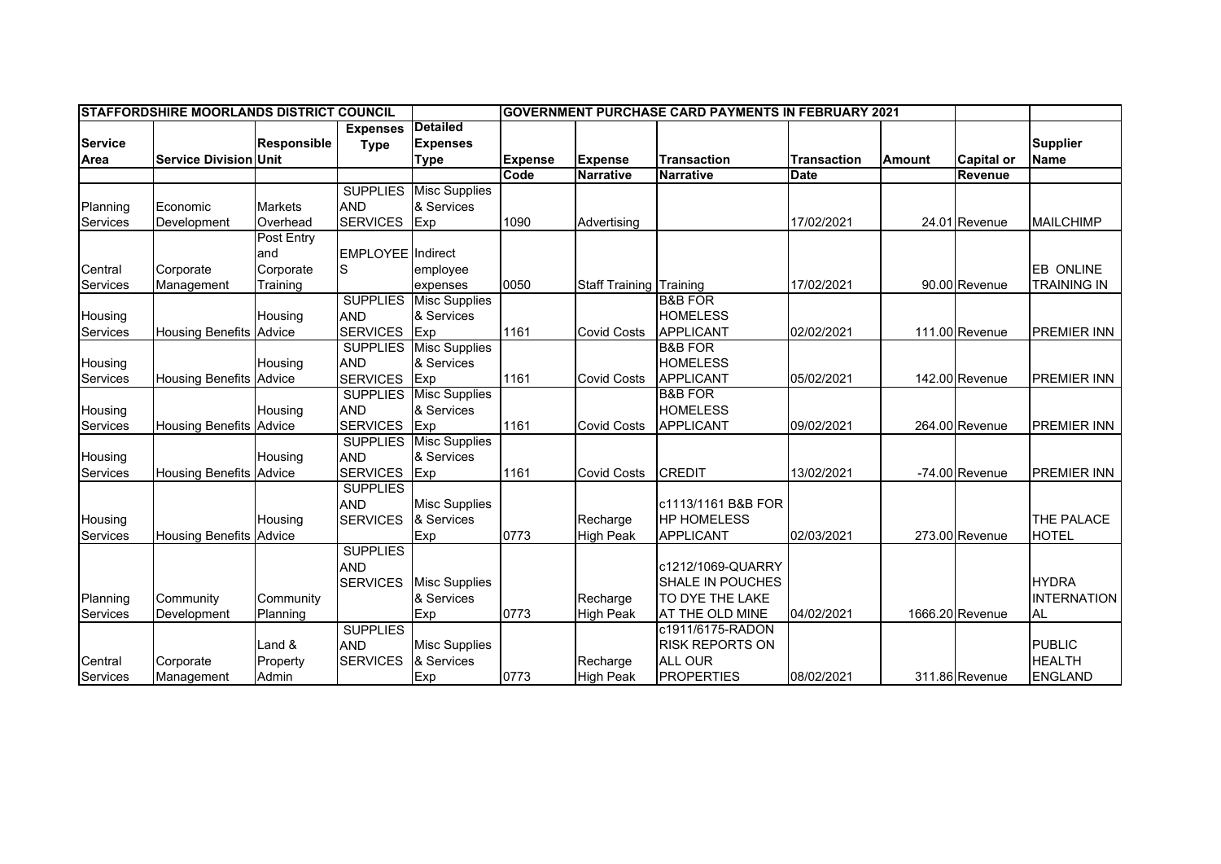| STAFFORDSHIRE MOORLANDS DISTRICT COUNCIL | | | | | GOVERNMENT PURCHASE CARD PAYMENTS IN FEBRUARY 2021 | | | | | | |
|---|---|---|---|---|---|---|---|---|---|---|---|
| Service Area | Service Division | Responsible Unit | Expenses Type | Detailed Expenses Type | Expense Code | Expense Narrative | Transaction Narrative | Transaction Date | Amount | Capital or Revenue | Supplier Name |
| Planning Services | Economic Development | Markets Overhead | SUPPLIES AND SERVICES | Misc Supplies & Services Exp | 1090 | Advertising | | 17/02/2021 | 24.01 | Revenue | MAILCHIMP |
| Central Services | Corporate Management | Post Entry and Corporate Training | EMPLOYEES | Indirect employee expenses | 0050 | Staff Training | Training | 17/02/2021 | 90.00 | Revenue | EB ONLINE TRAINING IN |
| Housing Services | Housing Benefits | Housing Advice | SUPPLIES AND SERVICES | Misc Supplies & Services Exp | 1161 | Covid Costs | B&B FOR HOMELESS APPLICANT | 02/02/2021 | 111.00 | Revenue | PREMIER INN |
| Housing Services | Housing Benefits | Housing Advice | SUPPLIES AND SERVICES | Misc Supplies & Services Exp | 1161 | Covid Costs | B&B FOR HOMELESS APPLICANT | 05/02/2021 | 142.00 | Revenue | PREMIER INN |
| Housing Services | Housing Benefits | Housing Advice | SUPPLIES AND SERVICES | Misc Supplies & Services Exp | 1161 | Covid Costs | B&B FOR HOMELESS APPLICANT | 09/02/2021 | 264.00 | Revenue | PREMIER INN |
| Housing Services | Housing Benefits | Housing Advice | SUPPLIES AND SERVICES | Misc Supplies & Services Exp | 1161 | Covid Costs | CREDIT | 13/02/2021 | -74.00 | Revenue | PREMIER INN |
| Housing Services | Housing Benefits | Housing Advice | SUPPLIES AND SERVICES | Misc Supplies & Services Exp | 0773 | Recharge High Peak | c1113/1161 B&B FOR HP HOMELESS APPLICANT | 02/03/2021 | 273.00 | Revenue | THE PALACE HOTEL |
| Planning Services | Community Development | Community Planning | SUPPLIES AND SERVICES | Misc Supplies & Services Exp | 0773 | Recharge High Peak | c1212/1069-QUARRY SHALE IN POUCHES TO DYE THE LAKE AT THE OLD MINE | 04/02/2021 | 1666.20 | Revenue | HYDRA INTERNATIONAL |
| Central Services | Corporate Management | Land & Property Admin | SUPPLIES AND SERVICES | Misc Supplies & Services Exp | 0773 | Recharge High Peak | c1911/6175-RADON RISK REPORTS ON ALL OUR PROPERTIES | 08/02/2021 | 311.86 | Revenue | PUBLIC HEALTH ENGLAND |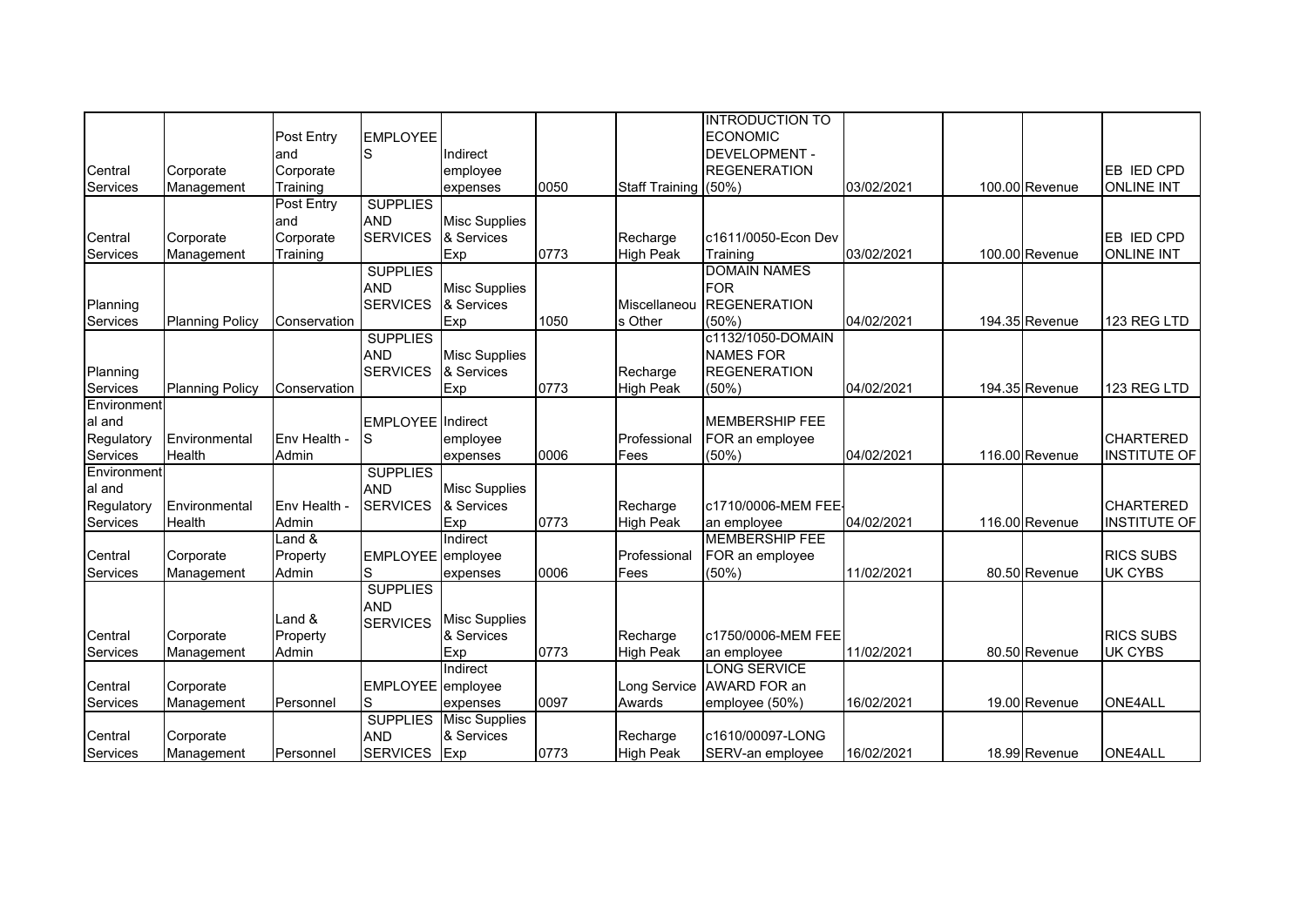| | | | | | | | | | | |
|---|---|---|---|---|---|---|---|---|---|---|
| Central Services | Corporate Management | Post Entry and Corporate Training | EMPLOYEES | Indirect employee expenses | 0050 | Staff Training | INTRODUCTION TO ECONOMIC DEVELOPMENT - REGENERATION (50%) | 03/02/2021 | 100.00 Revenue | EB IED CPD ONLINE INT |
| Central Services | Corporate Management | Post Entry and Corporate Training | SUPPLIES AND SERVICES | Misc Supplies & Services Exp | 0773 | Recharge High Peak | c1611/0050-Econ Dev Training | 03/02/2021 | 100.00 Revenue | EB IED CPD ONLINE INT |
| Planning Services | Planning Policy | Conservation | SUPPLIES AND SERVICES | Misc Supplies & Services Exp | 1050 | Miscellaneous Other | DOMAIN NAMES FOR REGENERATION (50%) | 04/02/2021 | 194.35 Revenue | 123 REG LTD |
| Planning Services | Planning Policy | Conservation | SUPPLIES AND SERVICES | Misc Supplies & Services Exp | 0773 | Recharge High Peak | c1132/1050-DOMAIN NAMES FOR REGENERATION (50%) | 04/02/2021 | 194.35 Revenue | 123 REG LTD |
| Environmental and Regulatory Services | Environmental Health | Env Health - Admin | EMPLOYEES | Indirect employee expenses | 0006 | Professional Fees | MEMBERSHIP FEE FOR an employee (50%) | 04/02/2021 | 116.00 Revenue | CHARTERED INSTITUTE OF |
| Environmental and Regulatory Services | Environmental Health | Env Health - Admin | SUPPLIES AND SERVICES | Misc Supplies & Services Exp | 0773 | Recharge High Peak | c1710/0006-MEM FEE-an employee | 04/02/2021 | 116.00 Revenue | CHARTERED INSTITUTE OF |
| Central Services | Corporate Management | Land & Property Admin | EMPLOYEES | Indirect employee expenses | 0006 | Professional Fees | MEMBERSHIP FEE FOR an employee (50%) | 11/02/2021 | 80.50 Revenue | RICS SUBS UK CYBS |
| Central Services | Corporate Management | Land & Property Admin | SUPPLIES AND SERVICES | Misc Supplies & Services Exp | 0773 | Recharge High Peak | c1750/0006-MEM FEE an employee | 11/02/2021 | 80.50 Revenue | RICS SUBS UK CYBS |
| Central Services | Corporate Management | Personnel | EMPLOYEES | Indirect employee expenses | 0097 | Long Service Awards | LONG SERVICE AWARD FOR an employee (50%) | 16/02/2021 | 19.00 Revenue | ONE4ALL |
| Central Services | Corporate Management | Personnel | SUPPLIES AND SERVICES | Misc Supplies & Services Exp | 0773 | Recharge High Peak | c1610/00097-LONG SERV-an employee | 16/02/2021 | 18.99 Revenue | ONE4ALL |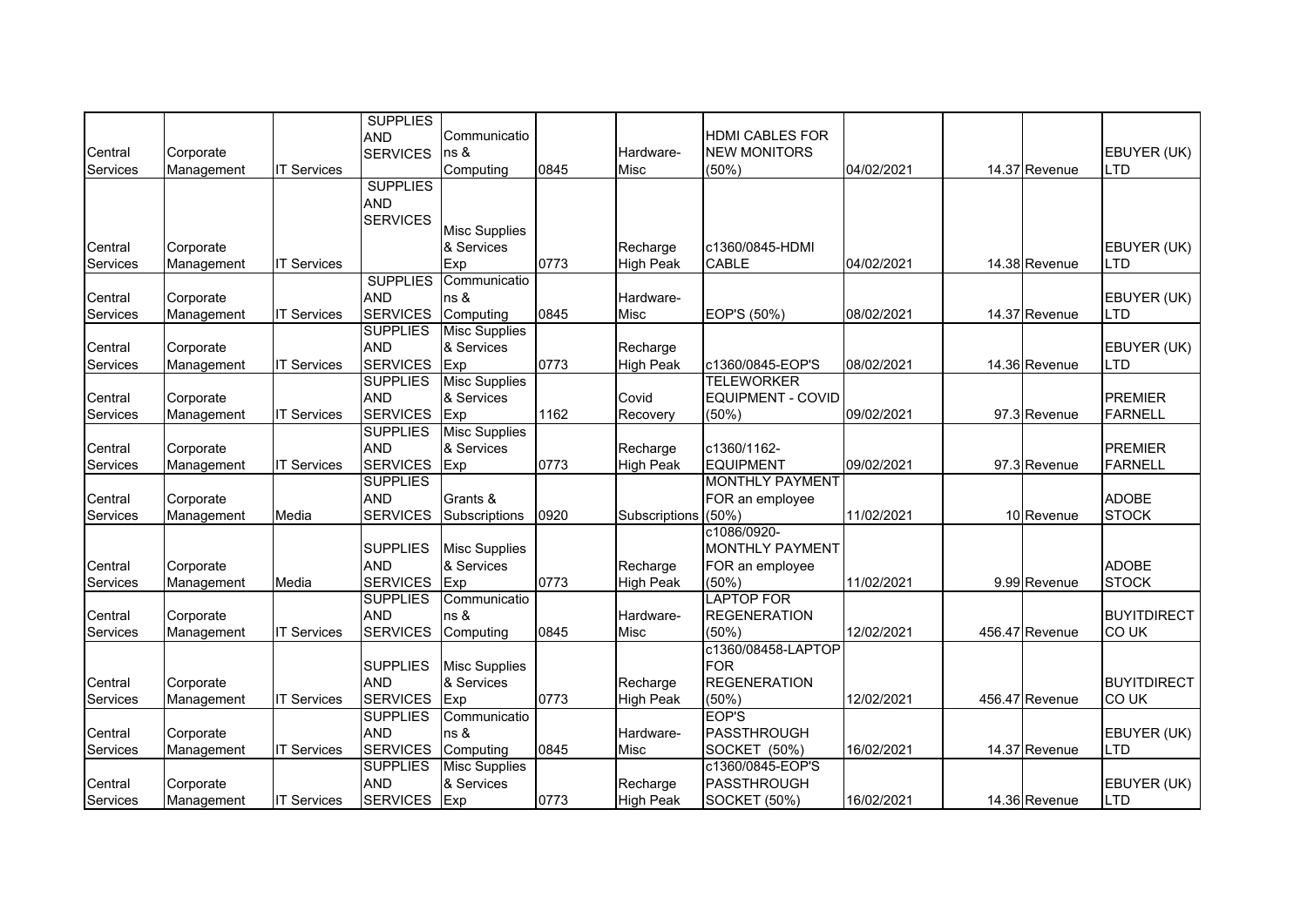| | | | | | | | | | | | |
|---|---|---|---|---|---|---|---|---|---|---|---|
| Central Services | Corporate Management | IT Services | SUPPLIES AND SERVICES | Communications & Computing | 0845 | Hardware-Misc | HDMI CABLES FOR NEW MONITORS (50%) | 04/02/2021 | 14.37 | Revenue | EBUYER (UK) LTD |
| Central Services | Corporate Management | IT Services | SUPPLIES AND SERVICES | Misc Supplies & Services Exp | 0773 | Recharge High Peak | c1360/0845-HDMI CABLE | 04/02/2021 | 14.38 | Revenue | EBUYER (UK) LTD |
| Central Services | Corporate Management | IT Services | SUPPLIES AND SERVICES | Communications & Computing | 0845 | Hardware-Misc | EOP'S (50%) | 08/02/2021 | 14.37 | Revenue | EBUYER (UK) LTD |
| Central Services | Corporate Management | IT Services | SUPPLIES AND SERVICES | Misc Supplies & Services Exp | 0773 | Recharge High Peak | c1360/0845-EOP'S | 08/02/2021 | 14.36 | Revenue | EBUYER (UK) LTD |
| Central Services | Corporate Management | IT Services | SUPPLIES AND SERVICES | Misc Supplies & Services Exp | 1162 | Covid Recovery | TELEWORKER EQUIPMENT - COVID (50%) | 09/02/2021 | 97.3 | Revenue | PREMIER FARNELL |
| Central Services | Corporate Management | IT Services | SUPPLIES AND SERVICES | Misc Supplies & Services Exp | 0773 | Recharge High Peak | c1360/1162-EQUIPMENT | 09/02/2021 | 97.3 | Revenue | PREMIER FARNELL |
| Central Services | Corporate Management | Media | SUPPLIES AND SERVICES | Grants & Subscriptions | 0920 | Subscriptions | MONTHLY PAYMENT FOR an employee (50%) | 11/02/2021 | 10 | Revenue | ADOBE STOCK |
| Central Services | Corporate Management | Media | SUPPLIES AND SERVICES | Misc Supplies & Services Exp | 0773 | Recharge High Peak | c1086/0920-MONTHLY PAYMENT FOR an employee (50%) | 11/02/2021 | 9.99 | Revenue | ADOBE STOCK |
| Central Services | Corporate Management | IT Services | SUPPLIES AND SERVICES | Communications & Computing | 0845 | Hardware-Misc | LAPTOP FOR REGENERATION (50%) | 12/02/2021 | 456.47 | Revenue | BUYITDIRECT CO UK |
| Central Services | Corporate Management | IT Services | SUPPLIES AND SERVICES | Misc Supplies & Services Exp | 0773 | Recharge High Peak | c1360/08458-LAPTOP FOR REGENERATION (50%) | 12/02/2021 | 456.47 | Revenue | BUYITDIRECT CO UK |
| Central Services | Corporate Management | IT Services | SUPPLIES AND SERVICES | Communications & Computing | 0845 | Hardware-Misc | EOP'S PASSTHROUGH SOCKET (50%) | 16/02/2021 | 14.37 | Revenue | EBUYER (UK) LTD |
| Central Services | Corporate Management | IT Services | SUPPLIES AND SERVICES | Misc Supplies & Services Exp | 0773 | Recharge High Peak | c1360/0845-EOP'S PASSTHROUGH SOCKET (50%) | 16/02/2021 | 14.36 | Revenue | EBUYER (UK) LTD |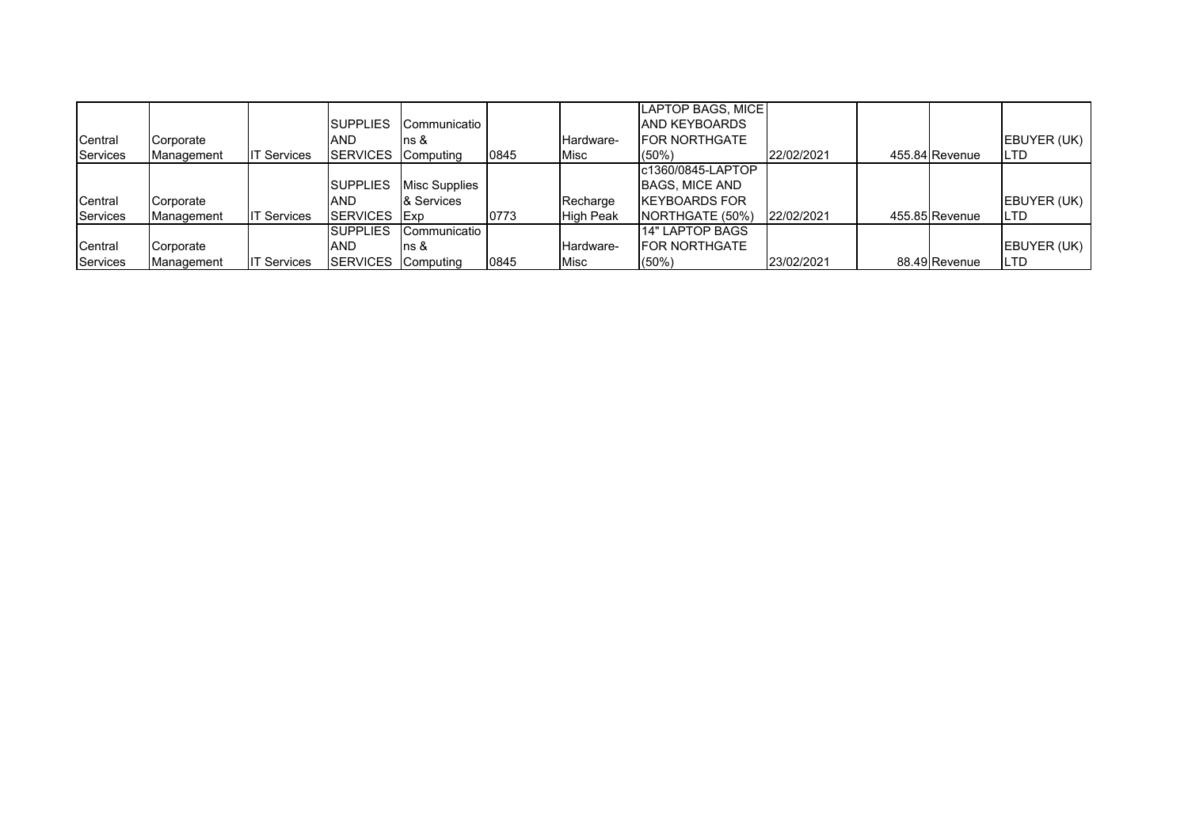| | | | | | | | | | | | |
|---|---|---|---|---|---|---|---|---|---|---|---|
| Central Services | Corporate Management | IT Services | SUPPLIES AND SERVICES | Communications & Computing | 0845 | Hardware-Misc | LAPTOP BAGS, MICE AND KEYBOARDS FOR NORTHGATE (50%) | 22/02/2021 | 455.84 | Revenue | EBUYER (UK) LTD |
| Central Services | Corporate Management | IT Services | SUPPLIES AND SERVICES | Misc Supplies & Services Exp | 0773 | Recharge High Peak | c1360/0845-LAPTOP BAGS, MICE AND KEYBOARDS FOR NORTHGATE (50%) | 22/02/2021 | 455.85 | Revenue | EBUYER (UK) LTD |
| Central Services | Corporate Management | IT Services | SUPPLIES AND SERVICES | Communications & Computing | 0845 | Hardware-Misc | 14" LAPTOP BAGS FOR NORTHGATE (50%) | 23/02/2021 | 88.49 | Revenue | EBUYER (UK) LTD |